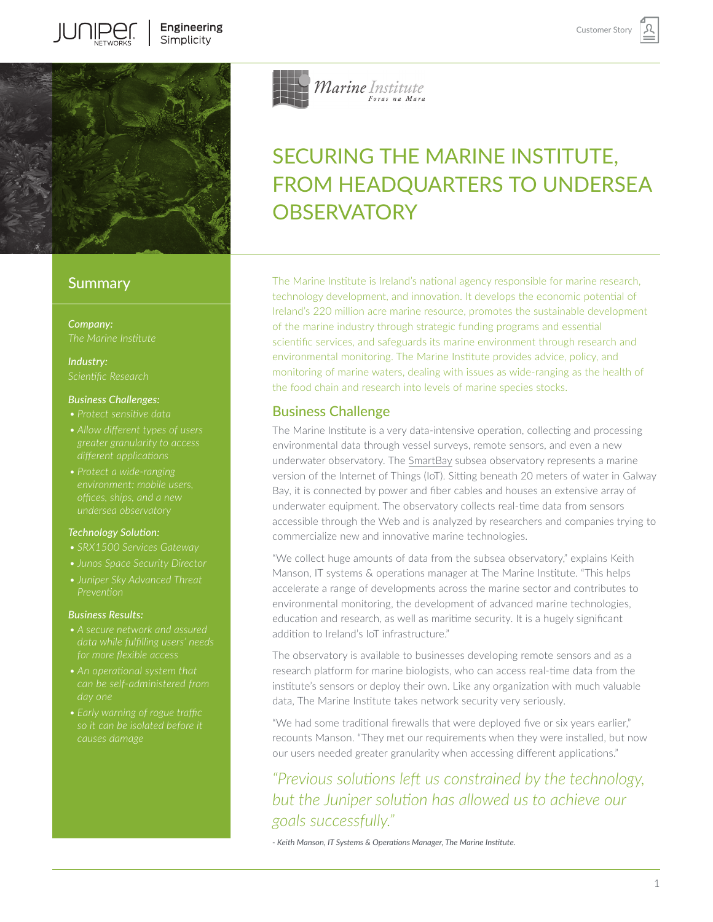# SECURING THE MARINE INSTITUTE, FROM HEADQUARTERS TO UNDERSEA OBSERVATORY

## Summary

***Company:***
*The Marine Institute*

***Industry:***
*Scientific Research*

***Business Challenges:***
- *Protect sensitive data*
- *Allow different types of users greater granularity to access different applications*
- *Protect a wide-ranging environment: mobile users, offices, ships, and a new undersea observatory*

***Technology Solution:***
- *SRX1500 Services Gateway*
- *Junos Space Security Director*
- *Juniper Sky Advanced Threat Prevention*

***Business Results:***
- *A secure network and assured data while fulfilling users' needs for more flexible access*
- *An operational system that can be self-administered from day one*
- *Early warning of rogue traffic so it can be isolated before it causes damage*

The Marine Institute is Ireland's national agency responsible for marine research, technology development, and innovation. It develops the economic potential of Ireland's 220 million acre marine resource, promotes the sustainable development of the marine industry through strategic funding programs and essential scientific services, and safeguards its marine environment through research and environmental monitoring. The Marine Institute provides advice, policy, and monitoring of marine waters, dealing with issues as wide-ranging as the health of the food chain and research into levels of marine species stocks.

## Business Challenge

The Marine Institute is a very data-intensive operation, collecting and processing environmental data through vessel surveys, remote sensors, and even a new underwater observatory. The SmartBay subsea observatory represents a marine version of the Internet of Things (IoT). Sitting beneath 20 meters of water in Galway Bay, it is connected by power and fiber cables and houses an extensive array of underwater equipment. The observatory collects real-time data from sensors accessible through the Web and is analyzed by researchers and companies trying to commercialize new and innovative marine technologies.

"We collect huge amounts of data from the subsea observatory," explains Keith Manson, IT systems & operations manager at The Marine Institute. "This helps accelerate a range of developments across the marine sector and contributes to environmental monitoring, the development of advanced marine technologies, education and research, as well as maritime security. It is a hugely significant addition to Ireland's IoT infrastructure."

The observatory is available to businesses developing remote sensors and as a research platform for marine biologists, who can access real-time data from the institute's sensors or deploy their own. Like any organization with much valuable data, The Marine Institute takes network security very seriously.

"We had some traditional firewalls that were deployed five or six years earlier," recounts Manson. "They met our requirements when they were installed, but now our users needed greater granularity when accessing different applications."

> *"Previous solutions left us constrained by the technology, but the Juniper solution has allowed us to achieve our goals successfully."*
>
> *- Keith Manson, IT Systems & Operations Manager, The Marine Institute.*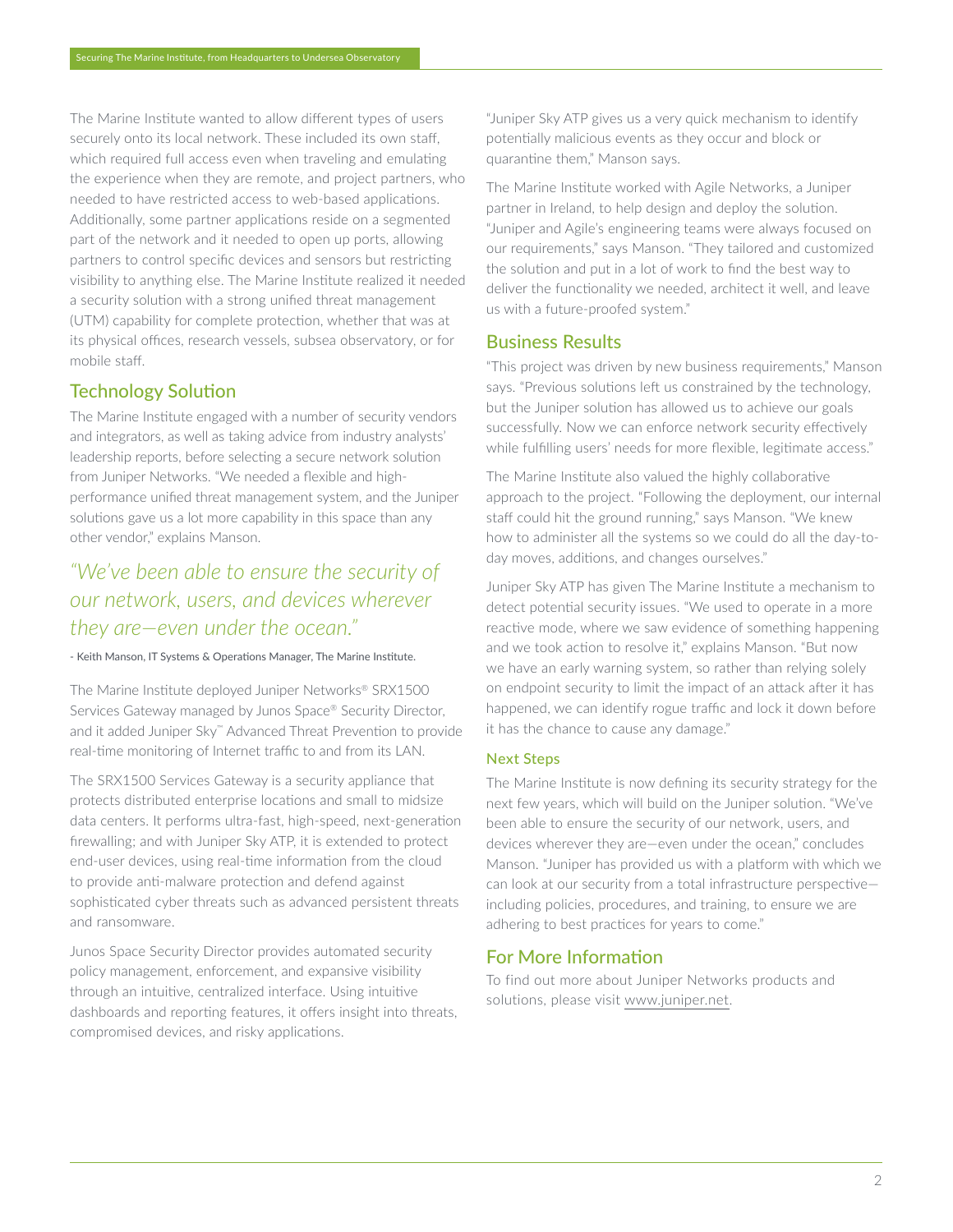The Marine Institute wanted to allow different types of users securely onto its local network. These included its own staff, which required full access even when traveling and emulating the experience when they are remote, and project partners, who needed to have restricted access to web-based applications. Additionally, some partner applications reside on a segmented part of the network and it needed to open up ports, allowing partners to control specific devices and sensors but restricting visibility to anything else. The Marine Institute realized it needed a security solution with a strong unified threat management (UTM) capability for complete protection, whether that was at its physical offices, research vessels, subsea observatory, or for mobile staff.

## Technology Solution

The Marine Institute engaged with a number of security vendors and integrators, as well as taking advice from industry analysts' leadership reports, before selecting a secure network solution from Juniper Networks. "We needed a flexible and high-performance unified threat management system, and the Juniper solutions gave us a lot more capability in this space than any other vendor," explains Manson.

> *"We've been able to ensure the security of our network, users, and devices wherever they are—even under the ocean."*
>
> \- Keith Manson, IT Systems & Operations Manager, The Marine Institute.

The Marine Institute deployed Juniper Networks® SRX1500 Services Gateway managed by Junos Space® Security Director, and it added Juniper Sky™ Advanced Threat Prevention to provide real-time monitoring of Internet traffic to and from its LAN.

The SRX1500 Services Gateway is a security appliance that protects distributed enterprise locations and small to midsize data centers. It performs ultra-fast, high-speed, next-generation firewalling; and with Juniper Sky ATP, it is extended to protect end-user devices, using real-time information from the cloud to provide anti-malware protection and defend against sophisticated cyber threats such as advanced persistent threats and ransomware.

Junos Space Security Director provides automated security policy management, enforcement, and expansive visibility through an intuitive, centralized interface. Using intuitive dashboards and reporting features, it offers insight into threats, compromised devices, and risky applications.

"Juniper Sky ATP gives us a very quick mechanism to identify potentially malicious events as they occur and block or quarantine them," Manson says.

The Marine Institute worked with Agile Networks, a Juniper partner in Ireland, to help design and deploy the solution. "Juniper and Agile's engineering teams were always focused on our requirements," says Manson. "They tailored and customized the solution and put in a lot of work to find the best way to deliver the functionality we needed, architect it well, and leave us with a future-proofed system."

## Business Results

"This project was driven by new business requirements," Manson says. "Previous solutions left us constrained by the technology, but the Juniper solution has allowed us to achieve our goals successfully. Now we can enforce network security effectively while fulfilling users' needs for more flexible, legitimate access."

The Marine Institute also valued the highly collaborative approach to the project. "Following the deployment, our internal staff could hit the ground running," says Manson. "We knew how to administer all the systems so we could do all the day-to-day moves, additions, and changes ourselves."

Juniper Sky ATP has given The Marine Institute a mechanism to detect potential security issues. "We used to operate in a more reactive mode, where we saw evidence of something happening and we took action to resolve it," explains Manson. "But now we have an early warning system, so rather than relying solely on endpoint security to limit the impact of an attack after it has happened, we can identify rogue traffic and lock it down before it has the chance to cause any damage."

### Next Steps

The Marine Institute is now defining its security strategy for the next few years, which will build on the Juniper solution. "We've been able to ensure the security of our network, users, and devices wherever they are—even under the ocean," concludes Manson. "Juniper has provided us with a platform with which we can look at our security from a total infrastructure perspective—including policies, procedures, and training, to ensure we are adhering to best practices for years to come."

## For More Information

To find out more about Juniper Networks products and solutions, please visit www.juniper.net.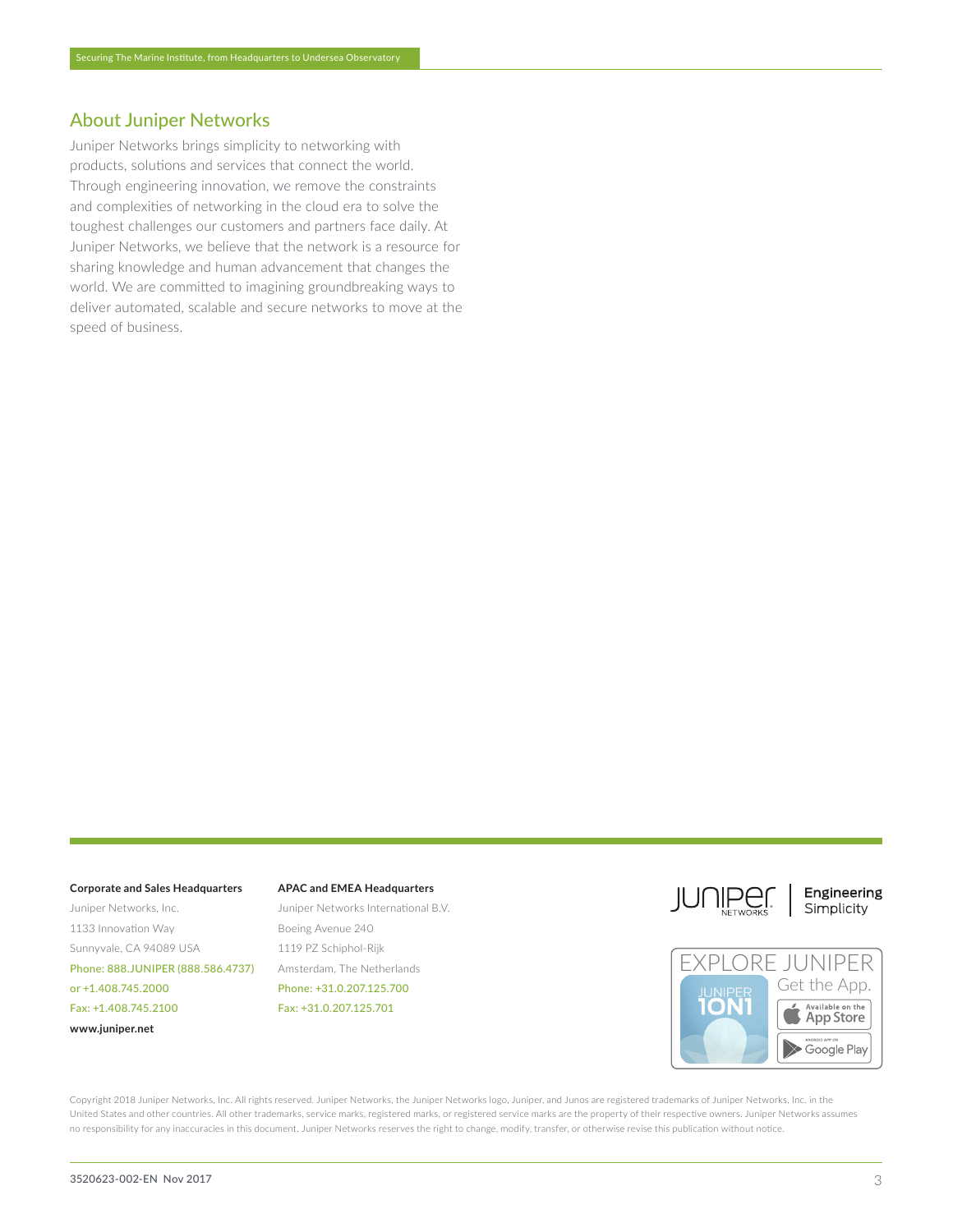## About Juniper Networks

Juniper Networks brings simplicity to networking with products, solutions and services that connect the world. Through engineering innovation, we remove the constraints and complexities of networking in the cloud era to solve the toughest challenges our customers and partners face daily. At Juniper Networks, we believe that the network is a resource for sharing knowledge and human advancement that changes the world. We are committed to imagining groundbreaking ways to deliver automated, scalable and secure networks to move at the speed of business.

**Corporate and Sales Headquarters**

Juniper Networks, Inc.
1133 Innovation Way
Sunnyvale, CA 94089 USA
Phone: 888.JUNIPER (888.586.4737)
or +1.408.745.2000
Fax: +1.408.745.2100
**www.juniper.net**

**APAC and EMEA Headquarters**

Juniper Networks International B.V.
Boeing Avenue 240
1119 PZ Schiphol-Rijk
Amsterdam, The Netherlands
Phone: +31.0.207.125.700
Fax: +31.0.207.125.701

Engineering Simplicity

EXPLORE JUNIPER
Get the App.

Copyright 2018 Juniper Networks, Inc. All rights reserved. Juniper Networks, the Juniper Networks logo, Juniper, and Junos are registered trademarks of Juniper Networks, Inc. in the United States and other countries. All other trademarks, service marks, registered marks, or registered service marks are the property of their respective owners. Juniper Networks assumes no responsibility for any inaccuracies in this document. Juniper Networks reserves the right to change, modify, transfer, or otherwise revise this publication without notice.

3520623-002-EN Nov 2017